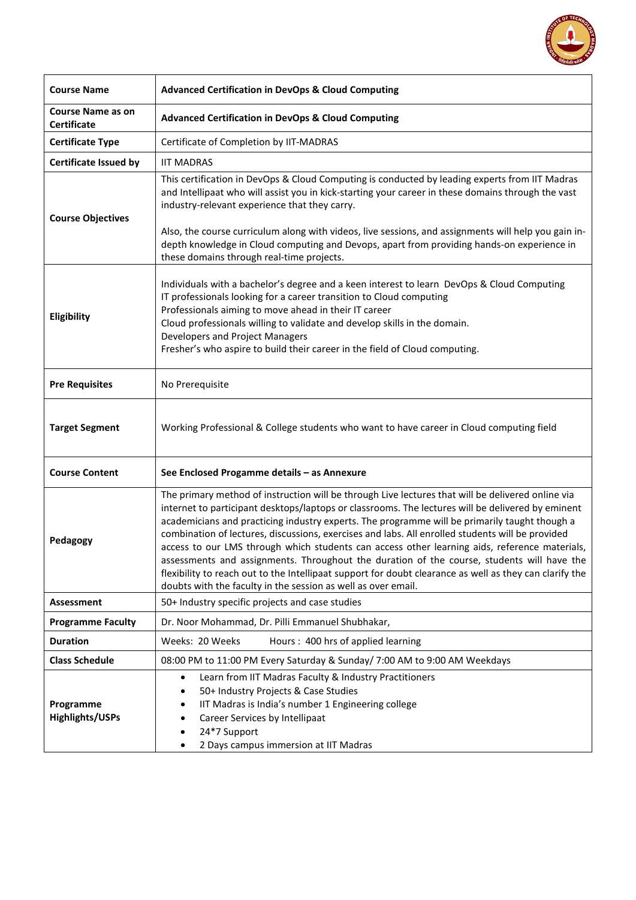| | |
|---|---|
| **Course Name** | **Advanced Certification in DevOps & Cloud Computing** |
| **Course Name as on Certificate** | **Advanced Certification in DevOps & Cloud Computing** |
| **Certificate Type** | Certificate of Completion by IIT-MADRAS |
| **Certificate Issued by** | IIT MADRAS |
| **Course Objectives** | This certification in DevOps & Cloud Computing is conducted by leading experts from IIT Madras and Intellipaat who will assist you in kick-starting your career in these domains through the vast industry-relevant experience that they carry.<br><br>Also, the course curriculum along with videos, live sessions, and assignments will help you gain in-depth knowledge in Cloud computing and Devops, apart from providing hands-on experience in these domains through real-time projects. |
| **Eligibility** | Individuals with a bachelor's degree and a keen interest to learn DevOps & Cloud Computing<br>IT professionals looking for a career transition to Cloud computing<br>Professionals aiming to move ahead in their IT career<br>Cloud professionals willing to validate and develop skills in the domain.<br>Developers and Project Managers<br>Fresher's who aspire to build their career in the field of Cloud computing. |
| **Pre Requisites** | No Prerequisite |
| **Target Segment** | Working Professional & College students who want to have career in Cloud computing field |
| **Course Content** | **See Enclosed Progamme details – as Annexure** |
| **Pedagogy** | The primary method of instruction will be through Live lectures that will be delivered online via internet to participant desktops/laptops or classrooms. The lectures will be delivered by eminent academicians and practicing industry experts. The programme will be primarily taught though a combination of lectures, discussions, exercises and labs. All enrolled students will be provided access to our LMS through which students can access other learning aids, reference materials, assessments and assignments. Throughout the duration of the course, students will have the flexibility to reach out to the Intellipaat support for doubt clearance as well as they can clarify the doubts with the faculty in the session as well as over email. |
| **Assessment** | 50+ Industry specific projects and case studies |
| **Programme Faculty** | Dr. Noor Mohammad, Dr. Pilli Emmanuel Shubhakar, |
| **Duration** | Weeks: 20 Weeks Hours : 400 hrs of applied learning |
| **Class Schedule** | 08:00 PM to 11:00 PM Every Saturday & Sunday/ 7:00 AM to 9:00 AM Weekdays |
| **Programme Highlights/USPs** | • Learn from IIT Madras Faculty & Industry Practitioners<br>• 50+ Industry Projects & Case Studies<br>• IIT Madras is India's number 1 Engineering college<br>• Career Services by Intellipaat<br>• 24*7 Support<br>• 2 Days campus immersion at IIT Madras |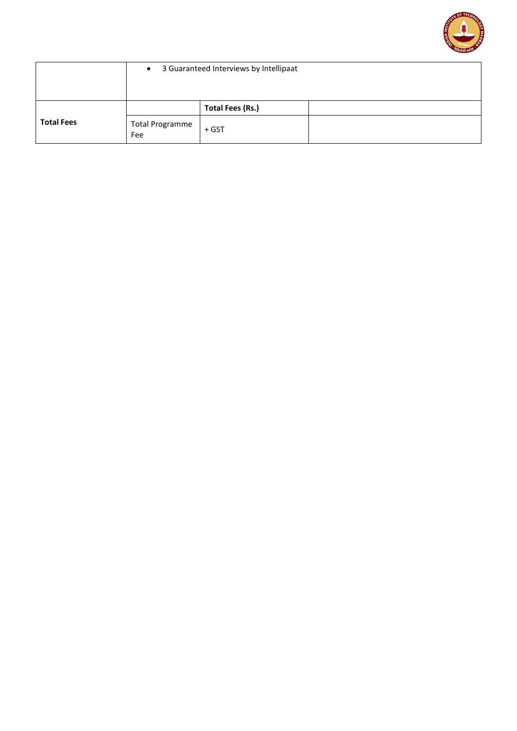| | | | |
|---|---|---|---|
| | • 3 Guaranteed Interviews by Intellipaat | | |
| **Total Fees** | | **Total Fees (Rs.)** | |
| | Total Programme Fee | + GST | |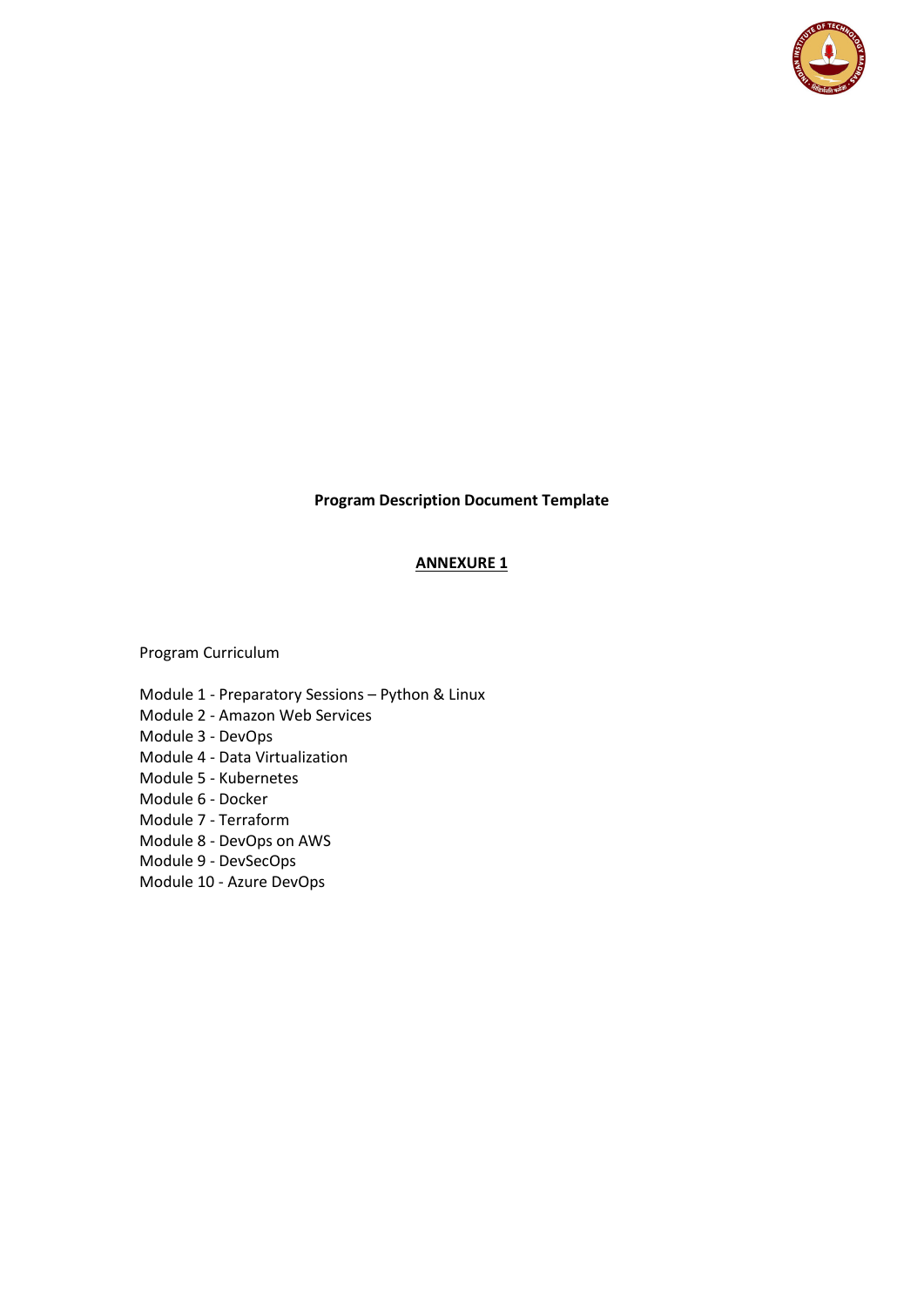**Program Description Document Template**

**ANNEXURE 1**

Program Curriculum

Module 1 - Preparatory Sessions – Python & Linux
Module 2 - Amazon Web Services
Module 3 - DevOps
Module 4 - Data Virtualization
Module 5 - Kubernetes
Module 6 - Docker
Module 7 - Terraform
Module 8 - DevOps on AWS
Module 9 - DevSecOps
Module 10 - Azure DevOps